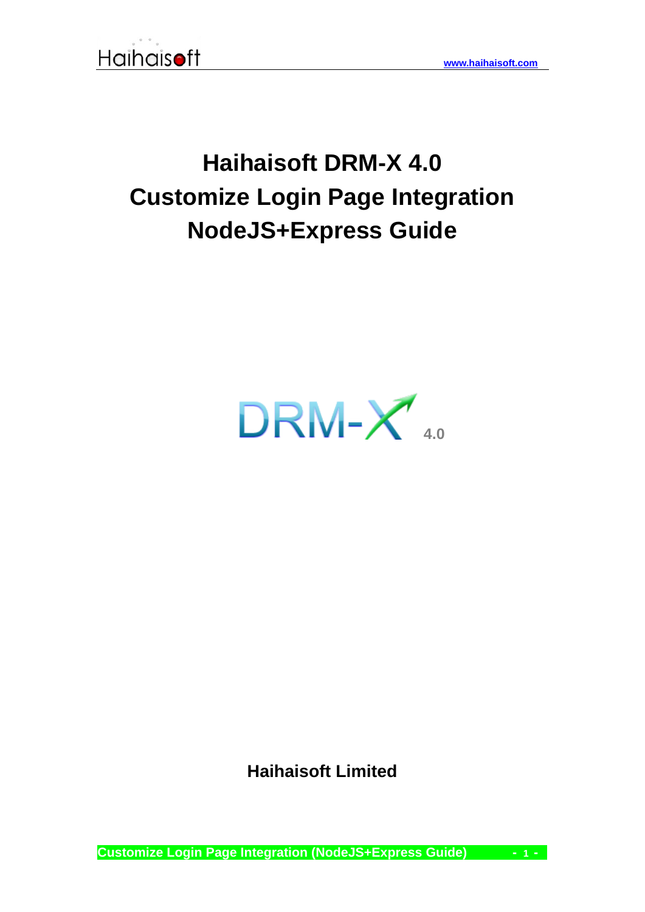# Haihaisoft DRM-X 4.0
# Customize Login Page Integration
# NodeJS+Express Guide

DRM-X 4.0

**Haihaisoft Limited**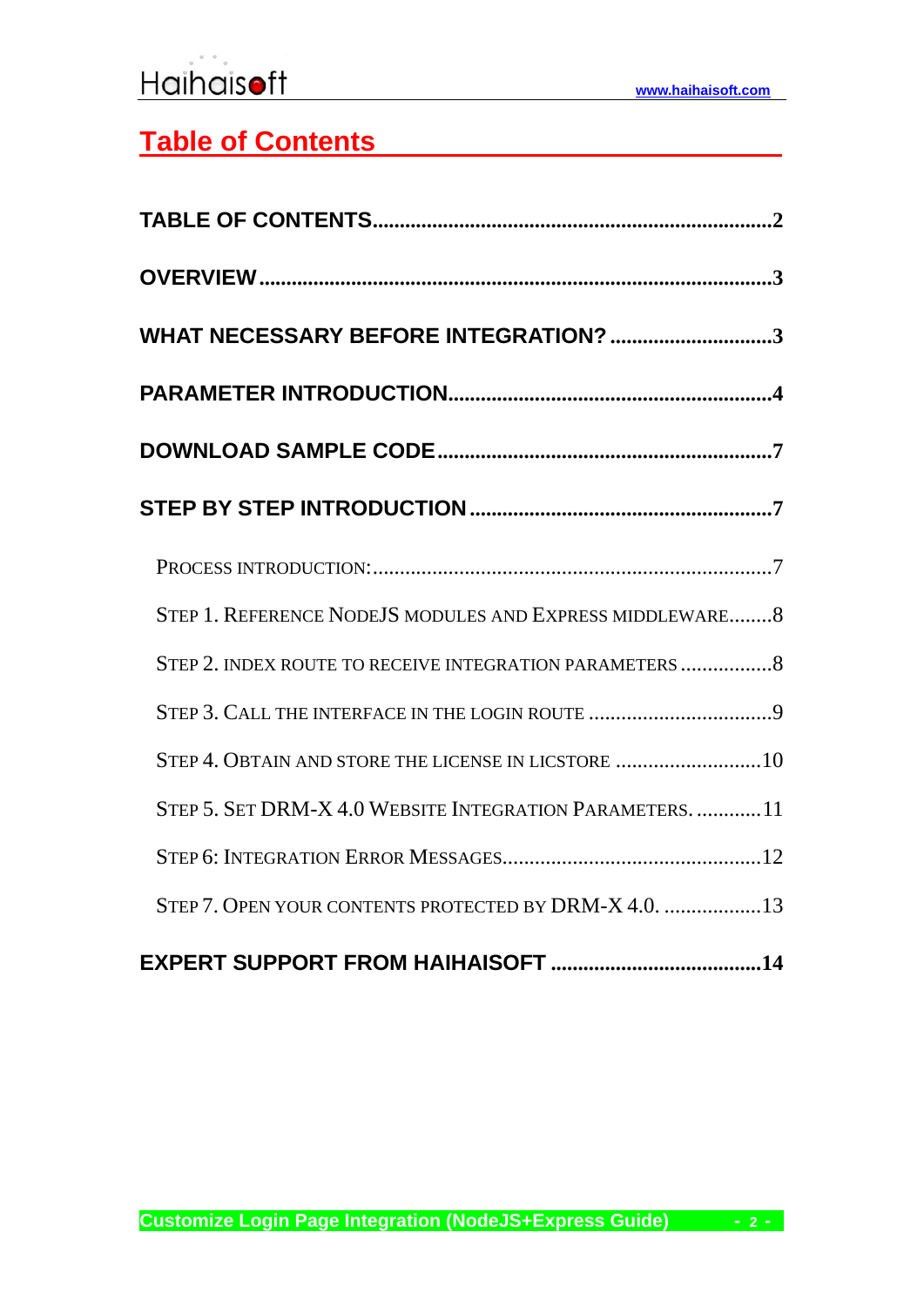# Table of Contents

**TABLE OF CONTENTS**..........................................................................2

**OVERVIEW**..........................................................................................3

**WHAT NECESSARY BEFORE INTEGRATION?**..............................3

**PARAMETER INTRODUCTION**........................................................4

**DOWNLOAD SAMPLE CODE**...........................................................7

**STEP BY STEP INTRODUCTION**.....................................................7

- PROCESS INTRODUCTION:..........................................................................7
- STEP 1. REFERENCE NODEJS MODULES AND EXPRESS MIDDLEWARE........8
- STEP 2. INDEX ROUTE TO RECEIVE INTEGRATION PARAMETERS.................8
- STEP 3. CALL THE INTERFACE IN THE LOGIN ROUTE..................................9
- STEP 4. OBTAIN AND STORE THE LICENSE IN LICSTORE...........................10
- STEP 5. SET DRM-X 4.0 WEBSITE INTEGRATION PARAMETERS. ............11
- STEP 6: INTEGRATION ERROR MESSAGES................................................12
- STEP 7. OPEN YOUR CONTENTS PROTECTED BY DRM-X 4.0. ..................13

**EXPERT SUPPORT FROM HAIHAISOFT**.......................................14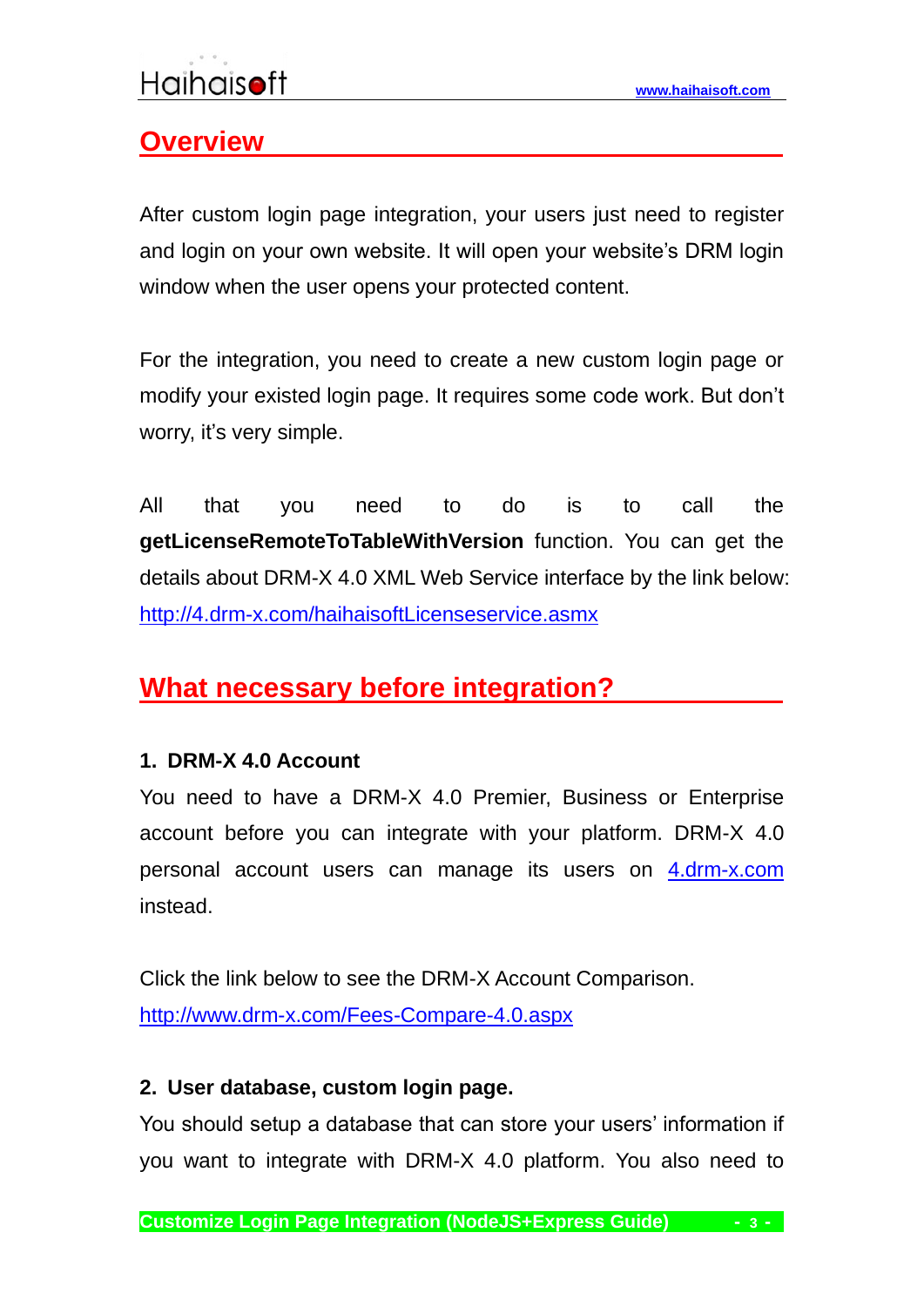## Overview

After custom login page integration, your users just need to register and login on your own website. It will open your website's DRM login window when the user opens your protected content.

For the integration, you need to create a new custom login page or modify your existed login page. It requires some code work. But don't worry, it's very simple.

All that you need to do is to call the **getLicenseRemoteToTableWithVersion** function. You can get the details about DRM-X 4.0 XML Web Service interface by the link below: [http://4.drm-x.com/haihaisoftLicenseservice.asmx](http://4.drm-x.com/haihaisoftLicenseservice.asmx)

## What necessary before integration?

**1. DRM-X 4.0 Account**

You need to have a DRM-X 4.0 Premier, Business or Enterprise account before you can integrate with your platform. DRM-X 4.0 personal account users can manage its users on [4.drm-x.com](http://4.drm-x.com) instead.

Click the link below to see the DRM-X Account Comparison.
[http://www.drm-x.com/Fees-Compare-4.0.aspx](http://www.drm-x.com/Fees-Compare-4.0.aspx)

**2. User database, custom login page.**

You should setup a database that can store your users' information if you want to integrate with DRM-X 4.0 platform. You also need to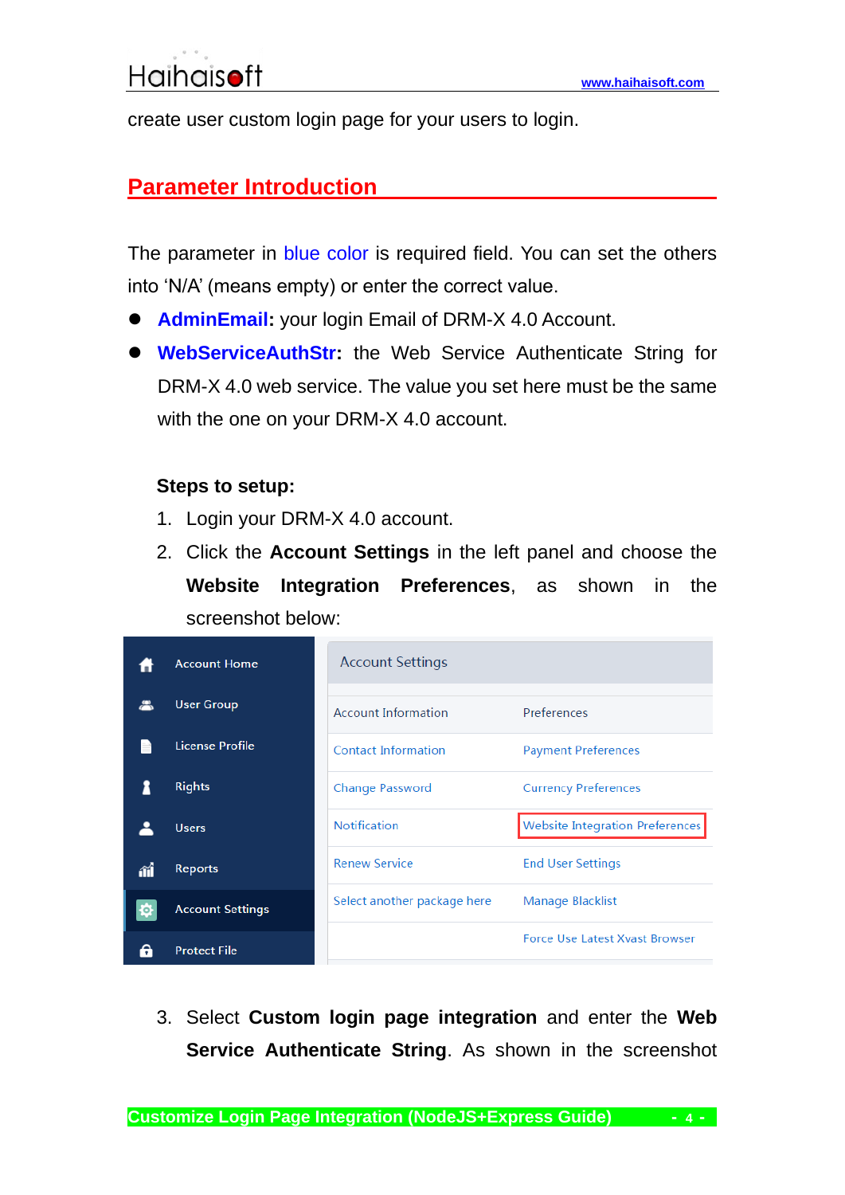create user custom login page for your users to login.

## Parameter Introduction

The parameter in blue color is required field. You can set the others into 'N/A' (means empty) or enter the correct value.

- **AdminEmail:** your login Email of DRM-X 4.0 Account.
- **WebServiceAuthStr:** the Web Service Authenticate String for DRM-X 4.0 web service. The value you set here must be the same with the one on your DRM-X 4.0 account.

**Steps to setup:**

1. Login your DRM-X 4.0 account.
2. Click the **Account Settings** in the left panel and choose the **Website Integration Preferences**, as shown in the screenshot below:

3. Select **Custom login page integration** and enter the **Web Service Authenticate String**. As shown in the screenshot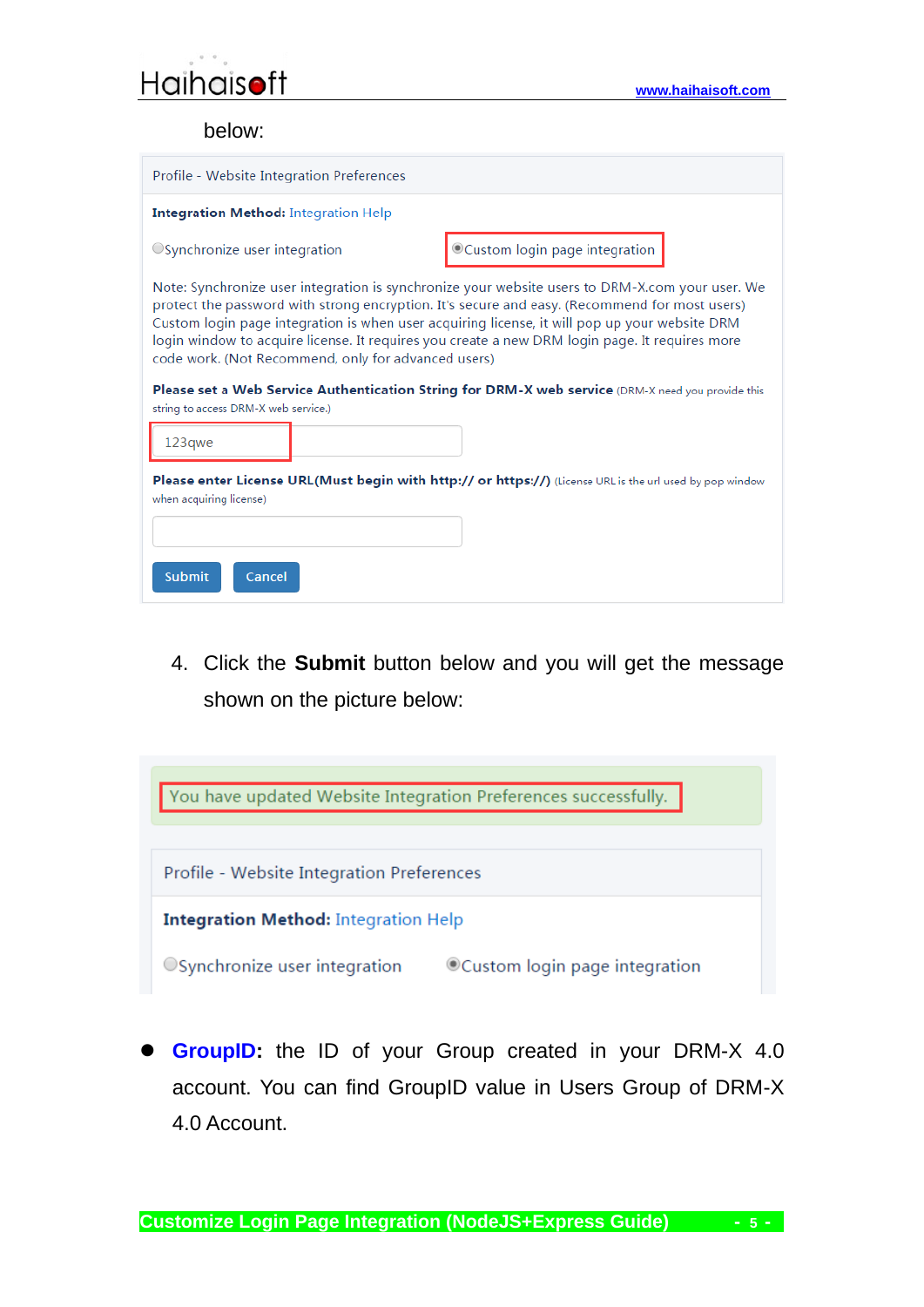below:

Profile - Website Integration Preferences

**Integration Method:** Integration Help

○Synchronize user integration ◉Custom login page integration

Note: Synchronize user integration is synchronize your website users to DRM-X.com your user. We protect the password with strong encryption. It's secure and easy. (Recommend for most users) Custom login page integration is when user acquiring license, it will pop up your website DRM login window to acquire license. It requires you create a new DRM login page. It requires more code work. (Not Recommend, only for advanced users)

**Please set a Web Service Authentication String for DRM-X web service** (DRM-X need you provide this string to access DRM-X web service.)

123qwe

**Please enter License URL(Must begin with http:// or https://)** (License URL is the url used by pop window when acquiring license)

Submit Cancel

4. Click the **Submit** button below and you will get the message shown on the picture below:

You have updated Website Integration Preferences successfully.

Profile - Website Integration Preferences

**Integration Method:** Integration Help

○Synchronize user integration ◉Custom login page integration

- **GroupID:** the ID of your Group created in your DRM-X 4.0 account. You can find GroupID value in Users Group of DRM-X 4.0 Account.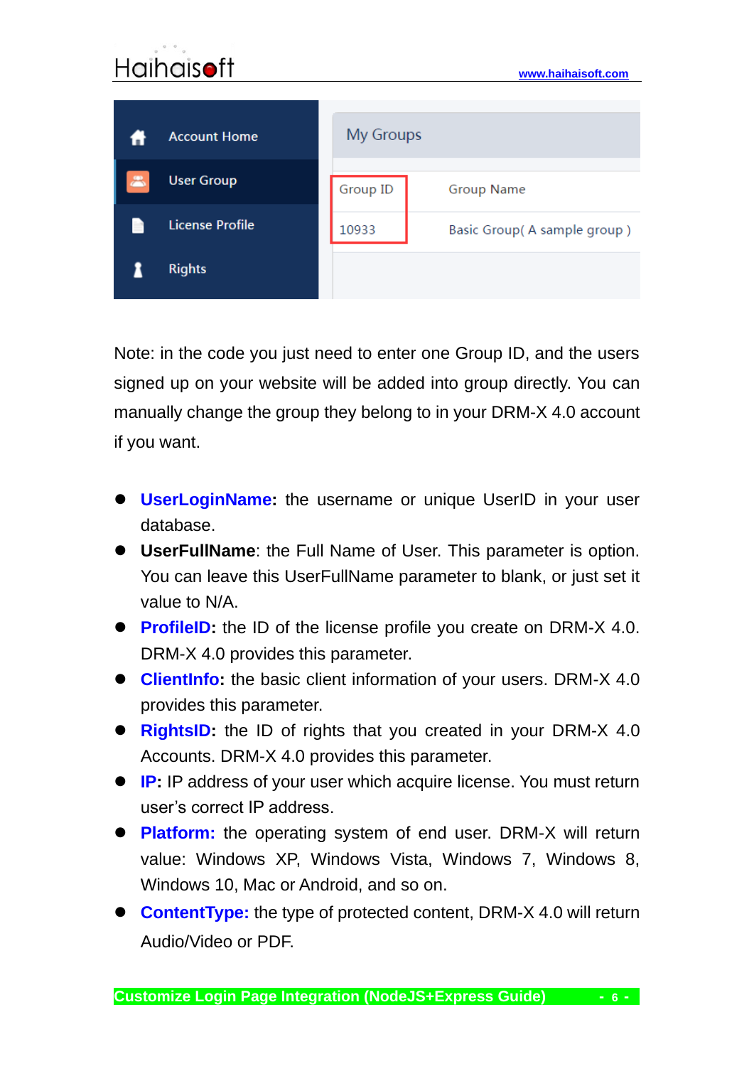| Group ID | Group Name |
| --- | --- |
| 10933 | Basic Group( A sample group ) |

Note: in the code you just need to enter one Group ID, and the users signed up on your website will be added into group directly. You can manually change the group they belong to in your DRM-X 4.0 account if you want.

- **UserLoginName:** the username or unique UserID in your user database.
- **UserFullName**: the Full Name of User. This parameter is option. You can leave this UserFullName parameter to blank, or just set it value to N/A.
- **ProfileID:** the ID of the license profile you create on DRM-X 4.0. DRM-X 4.0 provides this parameter.
- **ClientInfo:** the basic client information of your users. DRM-X 4.0 provides this parameter.
- **RightsID:** the ID of rights that you created in your DRM-X 4.0 Accounts. DRM-X 4.0 provides this parameter.
- **IP:** IP address of your user which acquire license. You must return user's correct IP address.
- **Platform:** the operating system of end user. DRM-X will return value: Windows XP, Windows Vista, Windows 7, Windows 8, Windows 10, Mac or Android, and so on.
- **ContentType:** the type of protected content, DRM-X 4.0 will return Audio/Video or PDF.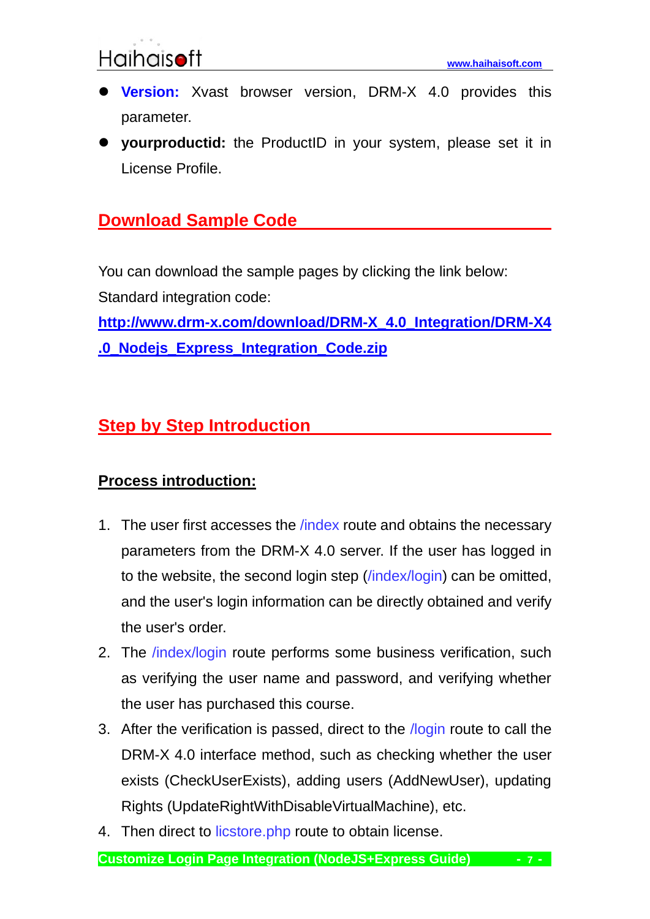- **Version:** Xvast browser version, DRM-X 4.0 provides this parameter.
- **yourproductid:** the ProductID in your system, please set it in License Profile.

## Download Sample Code

You can download the sample pages by clicking the link below:
Standard integration code:
[http://www.drm-x.com/download/DRM-X_4.0_Integration/DRM-X4.0_Nodejs_Express_Integration_Code.zip](http://www.drm-x.com/download/DRM-X_4.0_Integration/DRM-X4.0_Nodejs_Express_Integration_Code.zip)

## Step by Step Introduction

### Process introduction:

1. The user first accesses the /index route and obtains the necessary parameters from the DRM-X 4.0 server. If the user has logged in to the website, the second login step (/index/login) can be omitted, and the user's login information can be directly obtained and verify the user's order.
2. The /index/login route performs some business verification, such as verifying the user name and password, and verifying whether the user has purchased this course.
3. After the verification is passed, direct to the /login route to call the DRM-X 4.0 interface method, such as checking whether the user exists (CheckUserExists), adding users (AddNewUser), updating Rights (UpdateRightWithDisableVirtualMachine), etc.
4. Then direct to licstore.php route to obtain license.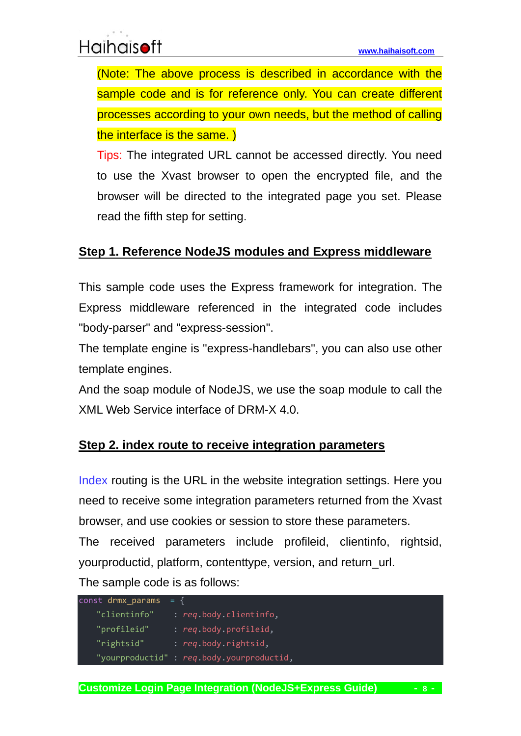(Note: The above process is described in accordance with the sample code and is for reference only. You can create different processes according to your own needs, but the method of calling the interface is the same. )

Tips: The integrated URL cannot be accessed directly. You need to use the Xvast browser to open the encrypted file, and the browser will be directed to the integrated page you set. Please read the fifth step for setting.

## Step 1. Reference NodeJS modules and Express middleware

This sample code uses the Express framework for integration. The Express middleware referenced in the integrated code includes "body-parser" and "express-session".

The template engine is "express-handlebars", you can also use other template engines.

And the soap module of NodeJS, we use the soap module to call the XML Web Service interface of DRM-X 4.0.

## Step 2. index route to receive integration parameters

Index routing is the URL in the website integration settings. Here you need to receive some integration parameters returned from the Xvast browser, and use cookies or session to store these parameters.

The received parameters include profileid, clientinfo, rightsid, yourproductid, platform, contenttype, version, and return_url.

The sample code is as follows:

```
const drmx_params  = {
    "clientinfo"    : req.body.clientinfo,
    "profileid"     : req.body.profileid,
    "rightsid"      : req.body.rightsid,
    "yourproductid" : req.body.yourproductid,
```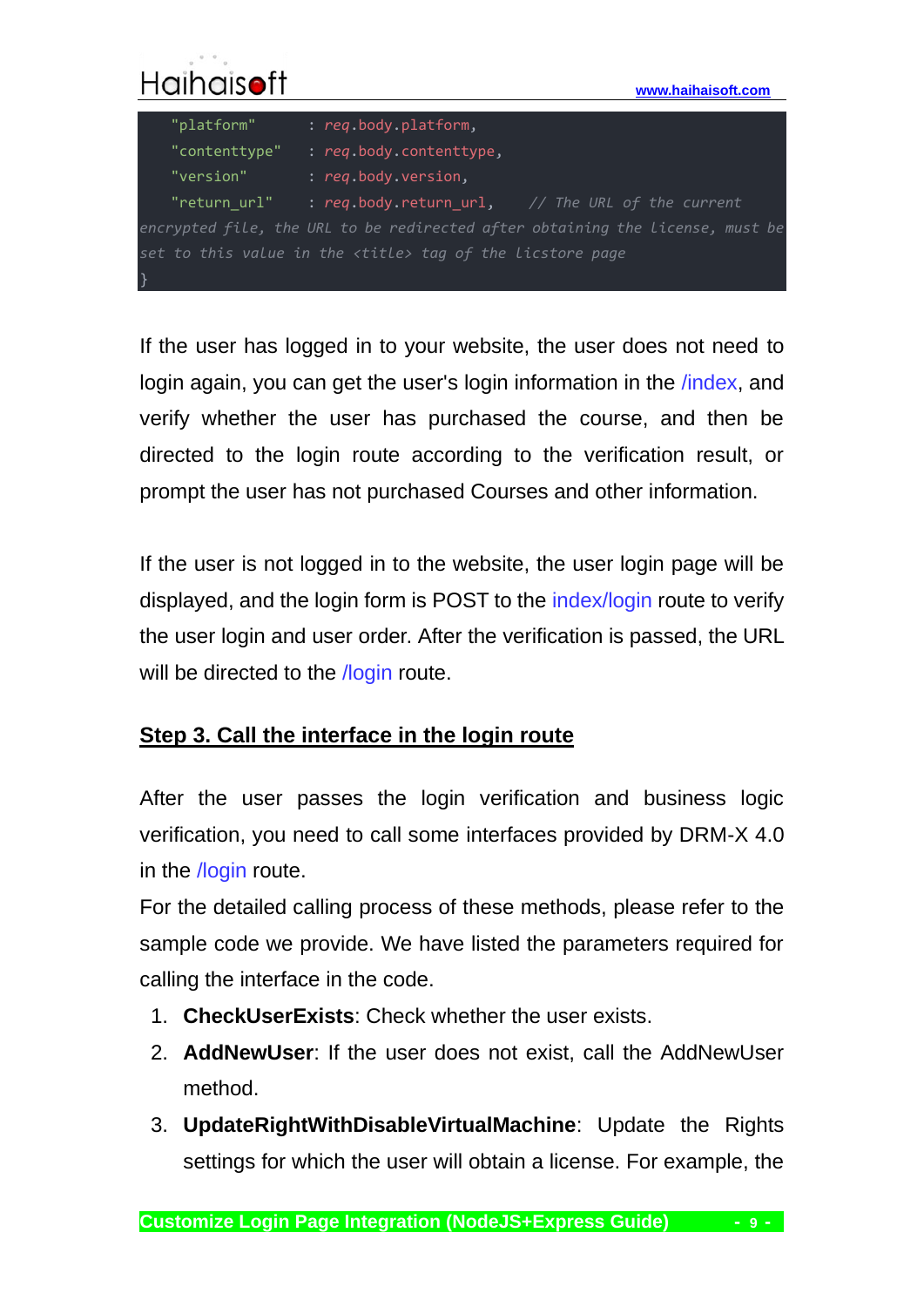```
    "platform"      : req.body.platform,
    "contenttype"   : req.body.contenttype,
    "version"       : req.body.version,
    "return_url"    : req.body.return_url,     // The URL of the current encrypted file, the URL to be redirected after obtaining the license, must be set to this value in the <title> tag of the licstore page
}
```

If the user has logged in to your website, the user does not need to login again, you can get the user's login information in the /index, and verify whether the user has purchased the course, and then be directed to the login route according to the verification result, or prompt the user has not purchased Courses and other information.

If the user is not logged in to the website, the user login page will be displayed, and the login form is POST to the index/login route to verify the user login and user order. After the verification is passed, the URL will be directed to the /login route.

## Step 3. Call the interface in the login route

After the user passes the login verification and business logic verification, you need to call some interfaces provided by DRM-X 4.0 in the /login route.

For the detailed calling process of these methods, please refer to the sample code we provide. We have listed the parameters required for calling the interface in the code.

1. **CheckUserExists**: Check whether the user exists.
2. **AddNewUser**: If the user does not exist, call the AddNewUser method.
3. **UpdateRightWithDisableVirtualMachine**: Update the Rights settings for which the user will obtain a license. For example, the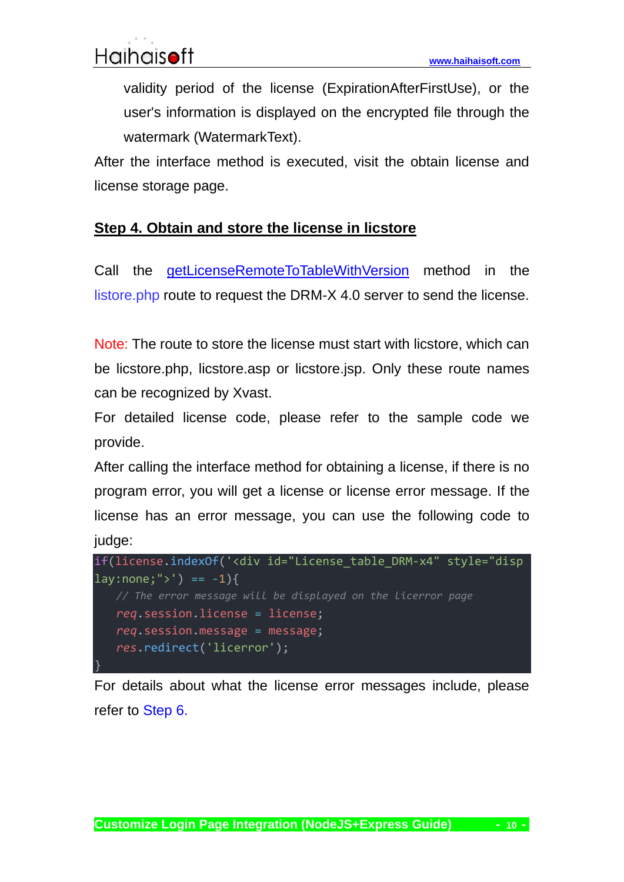validity period of the license (ExpirationAfterFirstUse), or the user's information is displayed on the encrypted file through the watermark (WatermarkText).

After the interface method is executed, visit the obtain license and license storage page.

## Step 4. Obtain and store the license in licstore

Call the getLicenseRemoteToTableWithVersion method in the listore.php route to request the DRM-X 4.0 server to send the license.

Note: The route to store the license must start with licstore, which can be licstore.php, licstore.asp or licstore.jsp. Only these route names can be recognized by Xvast.

For detailed license code, please refer to the sample code we provide.

After calling the interface method for obtaining a license, if there is no program error, you will get a license or license error message. If the license has an error message, you can use the following code to judge:

```
if(license.indexOf('<div id="License_table_DRM-x4" style="display:none;">') == -1){
    // The error message will be displayed on the licerror page
    req.session.license = license;
    req.session.message = message;
    res.redirect('licerror');
}
```

For details about what the license error messages include, please refer to Step 6.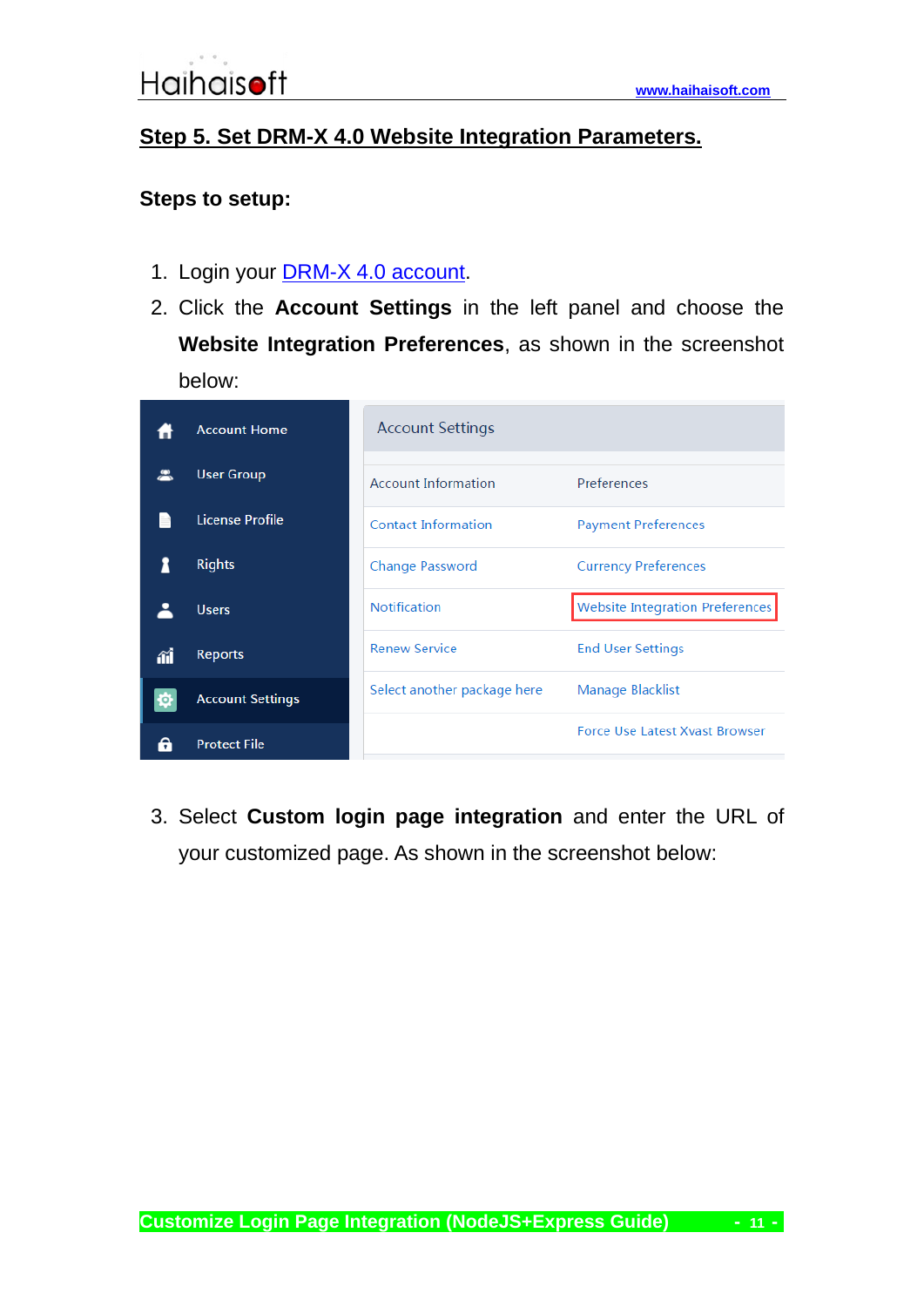## Step 5. Set DRM-X 4.0 Website Integration Parameters.

**Steps to setup:**

1. Login your DRM-X 4.0 account.
2. Click the **Account Settings** in the left panel and choose the **Website Integration Preferences**, as shown in the screenshot below:
3. Select **Custom login page integration** and enter the URL of your customized page. As shown in the screenshot below: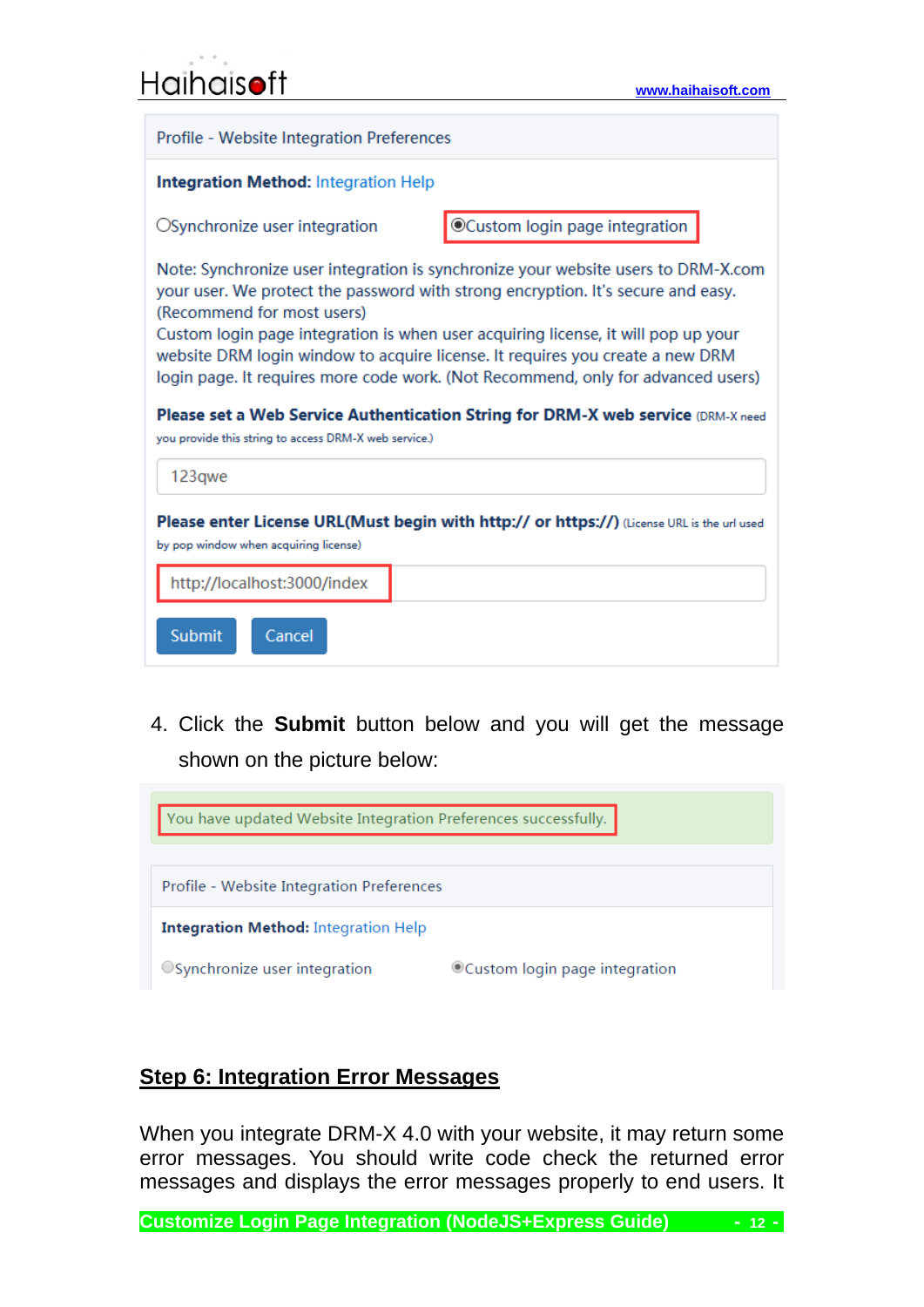Profile - Website Integration Preferences

**Integration Method:** Integration Help

○Synchronize user integration ◉Custom login page integration

Note: Synchronize user integration is synchronize your website users to DRM-X.com your user. We protect the password with strong encryption. It's secure and easy. (Recommend for most users)
Custom login page integration is when user acquiring license, it will pop up your website DRM login window to acquire license. It requires you create a new DRM login page. It requires more code work. (Not Recommend, only for advanced users)

**Please set a Web Service Authentication String for DRM-X web service** (DRM-X need you provide this string to access DRM-X web service.)

123qwe

**Please enter License URL(Must begin with http:// or https://)** (License URL is the url used by pop window when acquiring license)

http://localhost:3000/index

Submit Cancel

4. Click the **Submit** button below and you will get the message shown on the picture below:

You have updated Website Integration Preferences successfully.

Profile - Website Integration Preferences

**Integration Method:** Integration Help

○Synchronize user integration ◉Custom login page integration

## Step 6: Integration Error Messages

When you integrate DRM-X 4.0 with your website, it may return some error messages. You should write code check the returned error messages and displays the error messages properly to end users. It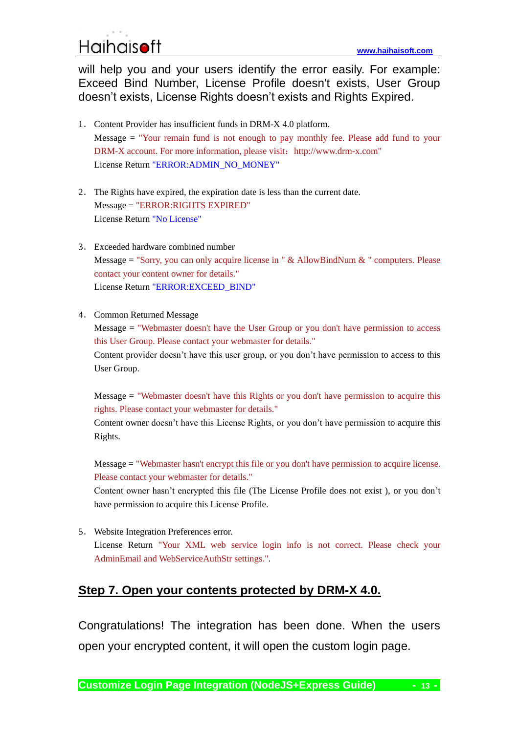will help you and your users identify the error easily. For example: Exceed Bind Number, License Profile doesn't exists, User Group doesn't exists, License Rights doesn't exists and Rights Expired.

1. Content Provider has insufficient funds in DRM-X 4.0 platform.
   Message = "Your remain fund is not enough to pay monthly fee. Please add fund to your DRM-X account. For more information, please visit：http://www.drm-x.com"
   License Return "ERROR:ADMIN_NO_MONEY"

2. The Rights have expired, the expiration date is less than the current date.
   Message = "ERROR:RIGHTS EXPIRED"
   License Return "No License"

3. Exceeded hardware combined number
   Message = "Sorry, you can only acquire license in " & AllowBindNum & " computers. Please contact your content owner for details."
   License Return "ERROR:EXCEED_BIND"

4. Common Returned Message
   Message = "Webmaster doesn't have the User Group or you don't have permission to access this User Group. Please contact your webmaster for details."
   Content provider doesn't have this user group, or you don't have permission to access to this User Group.

   Message = "Webmaster doesn't have this Rights or you don't have permission to acquire this rights. Please contact your webmaster for details."
   Content owner doesn't have this License Rights, or you don't have permission to acquire this Rights.

   Message = "Webmaster hasn't encrypt this file or you don't have permission to acquire license. Please contact your webmaster for details."
   Content owner hasn't encrypted this file (The License Profile does not exist ), or you don't have permission to acquire this License Profile.

5. Website Integration Preferences error.
   License Return "Your XML web service login info is not correct. Please check your AdminEmail and WebServiceAuthStr settings.".

## Step 7. Open your contents protected by DRM-X 4.0.

Congratulations! The integration has been done. When the users open your encrypted content, it will open the custom login page.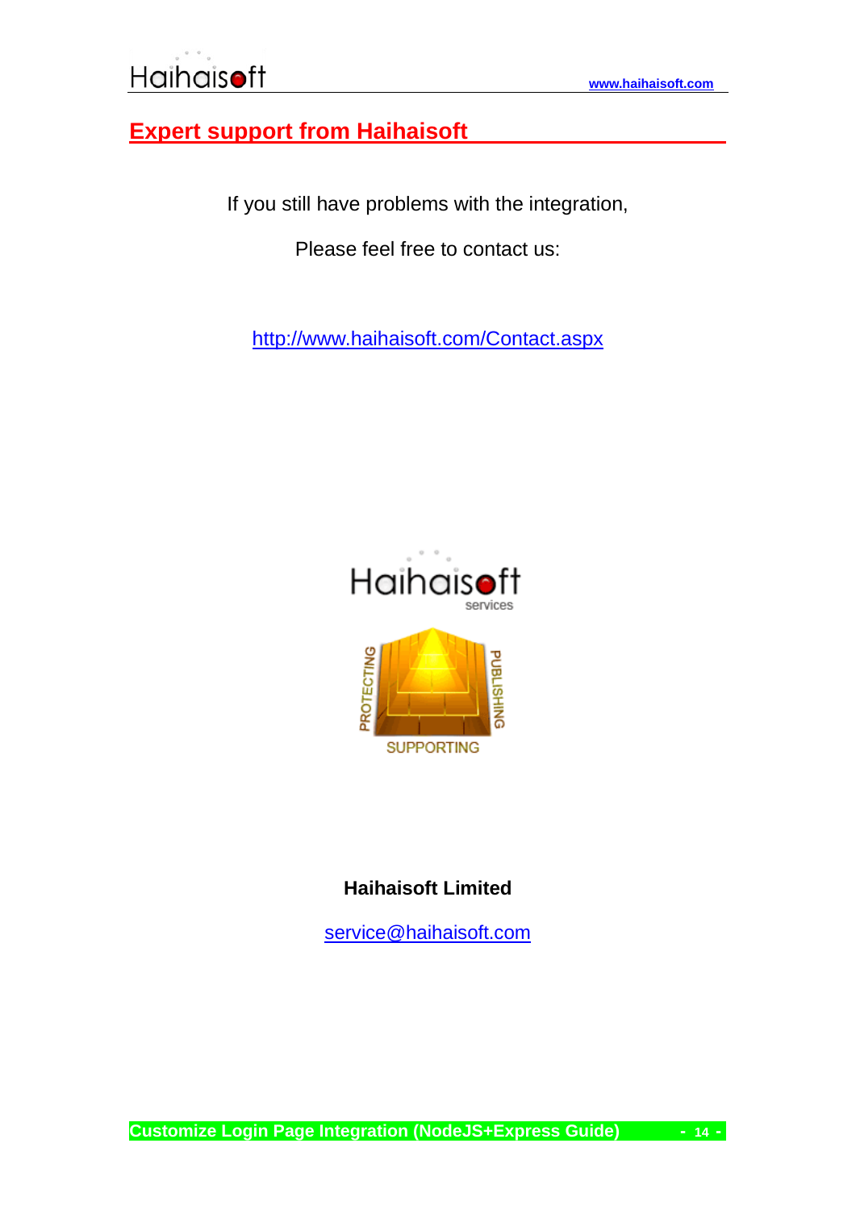## Expert support from Haihaisoft

If you still have problems with the integration,

Please feel free to contact us:

http://www.haihaisoft.com/Contact.aspx

**Haihaisoft Limited**

service@haihaisoft.com